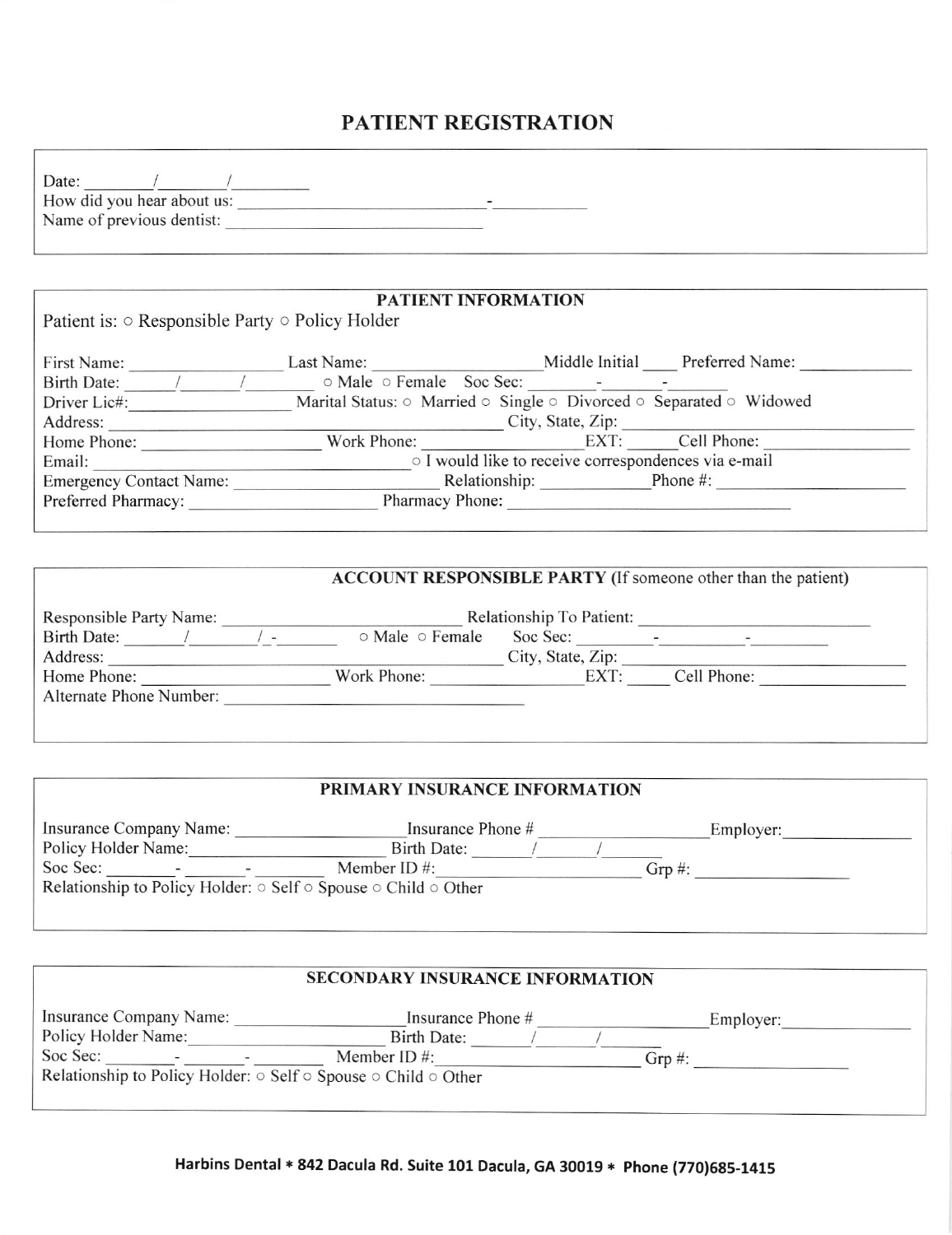# PATIENT REGISTRATION

Date: ______/______/______
How did you hear about us: ______________________-__________
Name of previous dentist: ______________________

## PATIENT INFORMATION

Patient is: ○ Responsible Party ○ Policy Holder

First Name: ______________ Last Name: ______________ Middle Initial ____ Preferred Name: __________
Birth Date: _____/_____/______ ○ Male ○ Female Soc Sec: ______-______-______
Driver Lic#: ______________ Marital Status: ○ Married ○ Single ○ Divorced ○ Separated ○ Widowed
Address: ______________________________ City, State, Zip: ______________________
Home Phone: ______________ Work Phone: ______________ EXT: _____ Cell Phone: ______________
Email: ______________________ ○ I would like to receive correspondences via e-mail
Emergency Contact Name: ______________ Relationship: __________ Phone #: ______________
Preferred Pharmacy: ______________ Pharmacy Phone: ______________________

## ACCOUNT RESPONSIBLE PARTY (If someone other than the patient)

Responsible Party Name: ______________________ Relationship To Patient: ______________________
Birth Date: _____/_____/-______ ○ Male ○ Female Soc Sec: ______-______-______
Address: ______________________________ City, State, Zip: ______________________
Home Phone: ______________ Work Phone: ______________ EXT: _____ Cell Phone: ______________
Alternate Phone Number: ______________________

## PRIMARY INSURANCE INFORMATION

Insurance Company Name: ______________ Insurance Phone # ______________ Employer: ______________
Policy Holder Name: ______________ Birth Date: _____/_____/_____
Soc Sec: ______-______-______ Member ID #: ______________ Grp #: ______________
Relationship to Policy Holder: ○ Self ○ Spouse ○ Child ○ Other

## SECONDARY INSURANCE INFORMATION

Insurance Company Name: ______________ Insurance Phone # ______________ Employer: ______________
Policy Holder Name: ______________ Birth Date: _____/_____/_____
Soc Sec: ______-______-______ Member ID #: ______________ Grp #: ______________
Relationship to Policy Holder: ○ Self ○ Spouse ○ Child ○ Other

**Harbins Dental * 842 Dacula Rd. Suite 101 Dacula, GA 30019 * Phone (770)685-1415**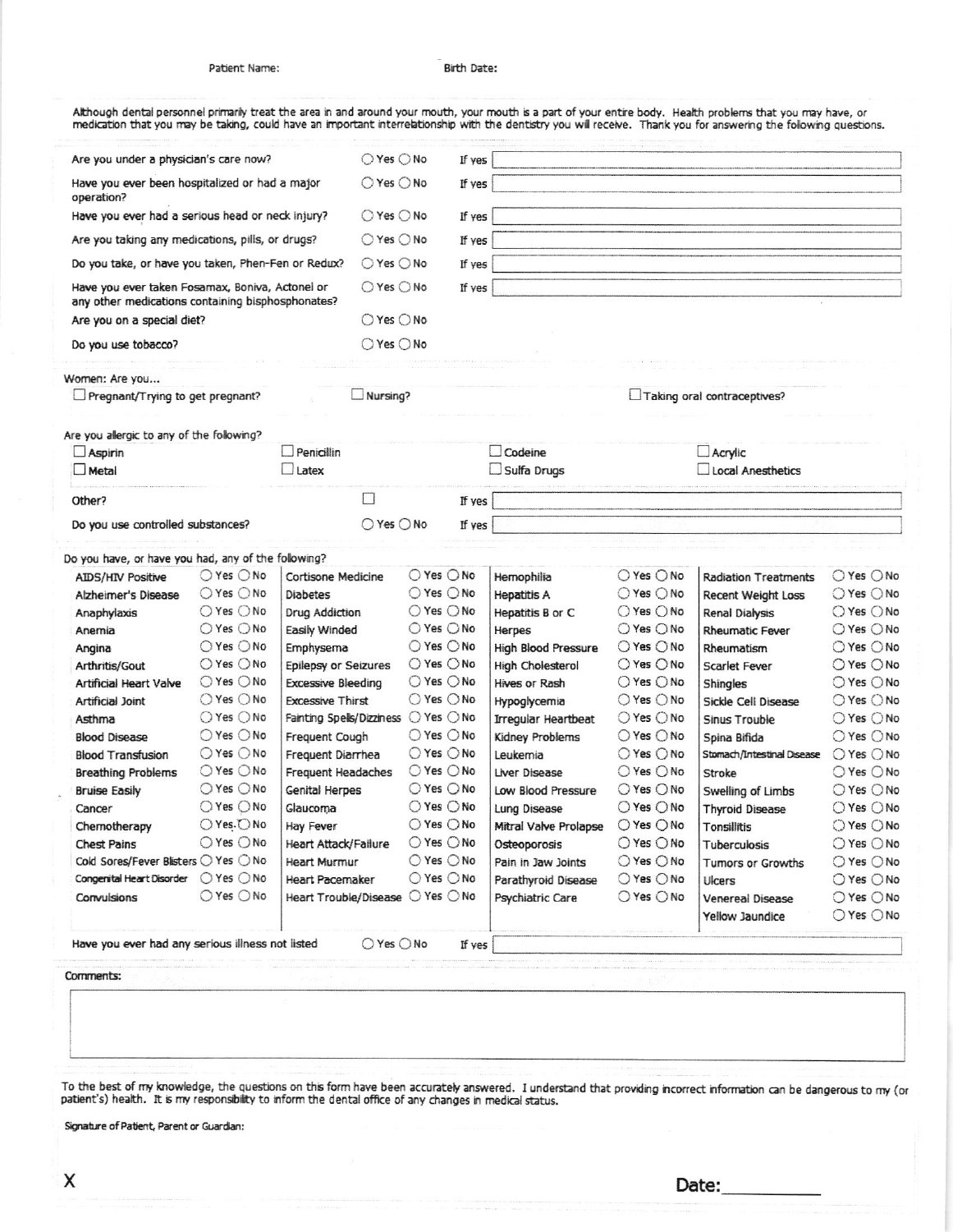Patient Name: Birth Date:

Although dental personnel primarily treat the area in and around your mouth, your mouth is a part of your entire body. Health problems that you may have, or medication that you may be taking, could have an important interrelationship with the dentistry you will receive. Thank you for answering the following questions.

| | | |
|---|---|---|
| Are you under a physician's care now? | ◯ Yes ◯ No | If yes |
| Have you ever been hospitalized or had a major operation? | ◯ Yes ◯ No | If yes |
| Have you ever had a serious head or neck injury? | ◯ Yes ◯ No | If yes |
| Are you taking any medications, pills, or drugs? | ◯ Yes ◯ No | If yes |
| Do you take, or have you taken, Phen-Fen or Redux? | ◯ Yes ◯ No | If yes |
| Have you ever taken Fosamax, Boniva, Actonel or any other medications containing bisphosphonates? | ◯ Yes ◯ No | If yes |
| Are you on a special diet? | ◯ Yes ◯ No | |
| Do you use tobacco? | ◯ Yes ◯ No | |

Women: Are you...

☐ Pregnant/Trying to get pregnant? ☐ Nursing? ☐ Taking oral contraceptives?

Are you allergic to any of the following?

| | | | |
|---|---|---|---|
| ☐ Aspirin | ☐ Penicillin | ☐ Codeine | ☐ Acrylic |
| ☐ Metal | ☐ Latex | ☐ Sulfa Drugs | ☐ Local Anesthetics |

| | | |
|---|---|---|
| Other? | ☐ | If yes |
| Do you use controlled substances? | ◯ Yes ◯ No | If yes |

Do you have, or have you had, any of the following?

| | | | | | | | |
|---|---|---|---|---|---|---|---|
| AIDS/HIV Positive | ◯ Yes ◯ No | Cortisone Medicine | ◯ Yes ◯ No | Hemophilia | ◯ Yes ◯ No | Radiation Treatments | ◯ Yes ◯ No |
| Alzheimer's Disease | ◯ Yes ◯ No | Diabetes | ◯ Yes ◯ No | Hepatitis A | ◯ Yes ◯ No | Recent Weight Loss | ◯ Yes ◯ No |
| Anaphylaxis | ◯ Yes ◯ No | Drug Addiction | ◯ Yes ◯ No | Hepatitis B or C | ◯ Yes ◯ No | Renal Dialysis | ◯ Yes ◯ No |
| Anemia | ◯ Yes ◯ No | Easily Winded | ◯ Yes ◯ No | Herpes | ◯ Yes ◯ No | Rheumatic Fever | ◯ Yes ◯ No |
| Angina | ◯ Yes ◯ No | Emphysema | ◯ Yes ◯ No | High Blood Pressure | ◯ Yes ◯ No | Rheumatism | ◯ Yes ◯ No |
| Arthritis/Gout | ◯ Yes ◯ No | Epilepsy or Seizures | ◯ Yes ◯ No | High Cholesterol | ◯ Yes ◯ No | Scarlet Fever | ◯ Yes ◯ No |
| Artificial Heart Valve | ◯ Yes ◯ No | Excessive Bleeding | ◯ Yes ◯ No | Hives or Rash | ◯ Yes ◯ No | Shingles | ◯ Yes ◯ No |
| Artificial Joint | ◯ Yes ◯ No | Excessive Thirst | ◯ Yes ◯ No | Hypoglycemia | ◯ Yes ◯ No | Sickle Cell Disease | ◯ Yes ◯ No |
| Asthma | ◯ Yes ◯ No | Fainting Spells/Dizziness | ◯ Yes ◯ No | Irregular Heartbeat | ◯ Yes ◯ No | Sinus Trouble | ◯ Yes ◯ No |
| Blood Disease | ◯ Yes ◯ No | Frequent Cough | ◯ Yes ◯ No | Kidney Problems | ◯ Yes ◯ No | Spina Bifida | ◯ Yes ◯ No |
| Blood Transfusion | ◯ Yes ◯ No | Frequent Diarrhea | ◯ Yes ◯ No | Leukemia | ◯ Yes ◯ No | Stomach/Intestinal Disease | ◯ Yes ◯ No |
| Breathing Problems | ◯ Yes ◯ No | Frequent Headaches | ◯ Yes ◯ No | Liver Disease | ◯ Yes ◯ No | Stroke | ◯ Yes ◯ No |
| Bruise Easily | ◯ Yes ◯ No | Genital Herpes | ◯ Yes ◯ No | Low Blood Pressure | ◯ Yes ◯ No | Swelling of Limbs | ◯ Yes ◯ No |
| Cancer | ◯ Yes ◯ No | Glaucoma | ◯ Yes ◯ No | Lung Disease | ◯ Yes ◯ No | Thyroid Disease | ◯ Yes ◯ No |
| Chemotherapy | ◯ Yes ◯ No | Hay Fever | ◯ Yes ◯ No | Mitral Valve Prolapse | ◯ Yes ◯ No | Tonsillitis | ◯ Yes ◯ No |
| Chest Pains | ◯ Yes ◯ No | Heart Attack/Failure | ◯ Yes ◯ No | Osteoporosis | ◯ Yes ◯ No | Tuberculosis | ◯ Yes ◯ No |
| Cold Sores/Fever Blisters | ◯ Yes ◯ No | Heart Murmur | ◯ Yes ◯ No | Pain in Jaw Joints | ◯ Yes ◯ No | Tumors or Growths | ◯ Yes ◯ No |
| Congenital Heart Disorder | ◯ Yes ◯ No | Heart Pacemaker | ◯ Yes ◯ No | Parathyroid Disease | ◯ Yes ◯ No | Ulcers | ◯ Yes ◯ No |
| Convulsions | ◯ Yes ◯ No | Heart Trouble/Disease | ◯ Yes ◯ No | Psychiatric Care | ◯ Yes ◯ No | Venereal Disease | ◯ Yes ◯ No |
| | | | | | | Yellow Jaundice | ◯ Yes ◯ No |

| | | |
|---|---|---|
| Have you ever had any serious illness not listed | ◯ Yes ◯ No | If yes |

Comments:

To the best of my knowledge, the questions on this form have been accurately answered. I understand that providing incorrect information can be dangerous to my (or patient's) health. It is my responsibility to inform the dental office of any changes in medical status.

Signature of Patient, Parent or Guardian:

X

Date:_________